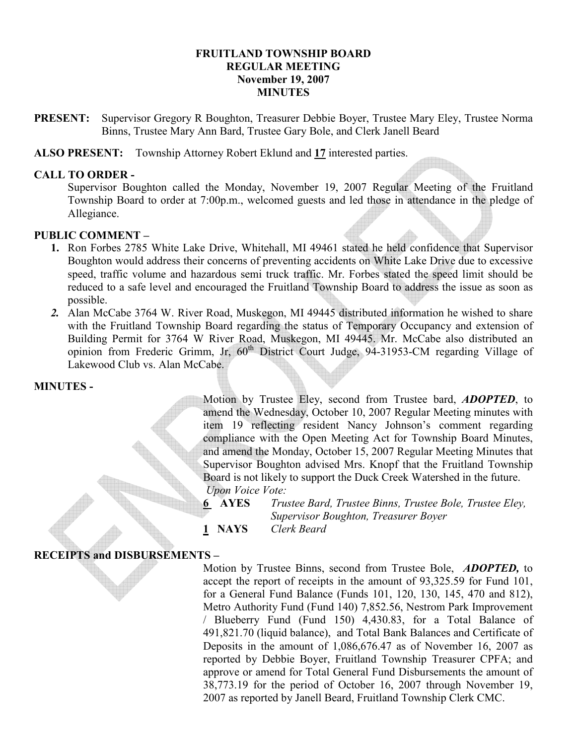# FRUITLAND TOWNSHIP BOARD
## REGULAR MEETING
## November 19, 2007
## MINUTES

**PRESENT:** Supervisor Gregory R Boughton, Treasurer Debbie Boyer, Trustee Mary Eley, Trustee Norma Binns, Trustee Mary Ann Bard, Trustee Gary Bole, and Clerk Janell Beard

**ALSO PRESENT:** Township Attorney Robert Eklund and **17** interested parties.

**CALL TO ORDER -**

Supervisor Boughton called the Monday, November 19, 2007 Regular Meeting of the Fruitland Township Board to order at 7:00p.m., welcomed guests and led those in attendance in the pledge of Allegiance.

**PUBLIC COMMENT –**

1. Ron Forbes 2785 White Lake Drive, Whitehall, MI 49461 stated he held confidence that Supervisor Boughton would address their concerns of preventing accidents on White Lake Drive due to excessive speed, traffic volume and hazardous semi truck traffic. Mr. Forbes stated the speed limit should be reduced to a safe level and encouraged the Fruitland Township Board to address the issue as soon as possible.
2. Alan McCabe 3764 W. River Road, Muskegon, MI 49445 distributed information he wished to share with the Fruitland Township Board regarding the status of Temporary Occupancy and extension of Building Permit for 3764 W River Road, Muskegon, MI 49445. Mr. McCabe also distributed an opinion from Frederic Grimm, Jr, 60th District Court Judge, 94-31953-CM regarding Village of Lakewood Club vs. Alan McCabe.

**MINUTES -**

Motion by Trustee Eley, second from Trustee bard, ***ADOPTED***, to amend the Wednesday, October 10, 2007 Regular Meeting minutes with item 19 reflecting resident Nancy Johnson's comment regarding compliance with the Open Meeting Act for Township Board Minutes, and amend the Monday, October 15, 2007 Regular Meeting Minutes that Supervisor Boughton advised Mrs. Knopf that the Fruitland Township Board is not likely to support the Duck Creek Watershed in the future.

*Upon Voice Vote:*

**6 AYES** *Trustee Bard, Trustee Binns, Trustee Bole, Trustee Eley, Supervisor Boughton, Treasurer Boyer*

**1 NAYS** *Clerk Beard*

**RECEIPTS and DISBURSEMENTS –**

Motion by Trustee Binns, second from Trustee Bole, ***ADOPTED,*** to accept the report of receipts in the amount of 93,325.59 for Fund 101, for a General Fund Balance (Funds 101, 120, 130, 145, 470 and 812), Metro Authority Fund (Fund 140) 7,852.56, Nestrom Park Improvement / Blueberry Fund (Fund 150) 4,430.83, for a Total Balance of 491,821.70 (liquid balance), and Total Bank Balances and Certificate of Deposits in the amount of 1,086,676.47 as of November 16, 2007 as reported by Debbie Boyer, Fruitland Township Treasurer CPFA; and approve or amend for Total General Fund Disbursements the amount of 38,773.19 for the period of October 16, 2007 through November 19, 2007 as reported by Janell Beard, Fruitland Township Clerk CMC.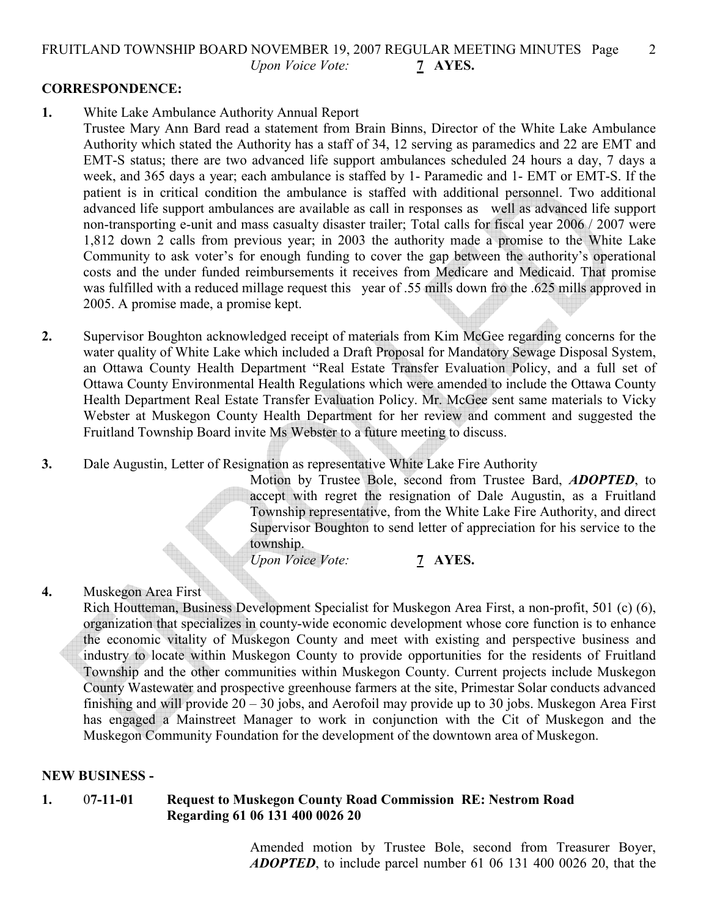*Upon Voice Vote:* **7 AYES.**

**CORRESPONDENCE:**

**1.** White Lake Ambulance Authority Annual Report

Trustee Mary Ann Bard read a statement from Brain Binns, Director of the White Lake Ambulance Authority which stated the Authority has a staff of 34, 12 serving as paramedics and 22 are EMT and EMT-S status; there are two advanced life support ambulances scheduled 24 hours a day, 7 days a week, and 365 days a year; each ambulance is staffed by 1- Paramedic and 1- EMT or EMT-S. If the patient is in critical condition the ambulance is staffed with additional personnel. Two additional advanced life support ambulances are available as call in responses as well as advanced life support non-transporting e-unit and mass casualty disaster trailer; Total calls for fiscal year 2006 / 2007 were 1,812 down 2 calls from previous year; in 2003 the authority made a promise to the White Lake Community to ask voter's for enough funding to cover the gap between the authority's operational costs and the under funded reimbursements it receives from Medicare and Medicaid. That promise was fulfilled with a reduced millage request this year of .55 mills down fro the .625 mills approved in 2005. A promise made, a promise kept.

**2.** Supervisor Boughton acknowledged receipt of materials from Kim McGee regarding concerns for the water quality of White Lake which included a Draft Proposal for Mandatory Sewage Disposal System, an Ottawa County Health Department "Real Estate Transfer Evaluation Policy, and a full set of Ottawa County Environmental Health Regulations which were amended to include the Ottawa County Health Department Real Estate Transfer Evaluation Policy. Mr. McGee sent same materials to Vicky Webster at Muskegon County Health Department for her review and comment and suggested the Fruitland Township Board invite Ms Webster to a future meeting to discuss.

**3.** Dale Augustin, Letter of Resignation as representative White Lake Fire Authority

Motion by Trustee Bole, second from Trustee Bard, ***ADOPTED***, to accept with regret the resignation of Dale Augustin, as a Fruitland Township representative, from the White Lake Fire Authority, and direct Supervisor Boughton to send letter of appreciation for his service to the township.

*Upon Voice Vote:* **7 AYES.**

**4.** Muskegon Area First

Rich Houtteman, Business Development Specialist for Muskegon Area First, a non-profit, 501 (c) (6), organization that specializes in county-wide economic development whose core function is to enhance the economic vitality of Muskegon County and meet with existing and perspective business and industry to locate within Muskegon County to provide opportunities for the residents of Fruitland Township and the other communities within Muskegon County. Current projects include Muskegon County Wastewater and prospective greenhouse farmers at the site, Primestar Solar conducts advanced finishing and will provide 20 – 30 jobs, and Aerofoil may provide up to 30 jobs. Muskegon Area First has engaged a Mainstreet Manager to work in conjunction with the Cit of Muskegon and the Muskegon Community Foundation for the development of the downtown area of Muskegon.

**NEW BUSINESS -**

**1.** 0**7-11-01** **Request to Muskegon County Road Commission RE: Nestrom Road Regarding 61 06 131 400 0026 20**

Amended motion by Trustee Bole, second from Treasurer Boyer, ***ADOPTED***, to include parcel number 61 06 131 400 0026 20, that the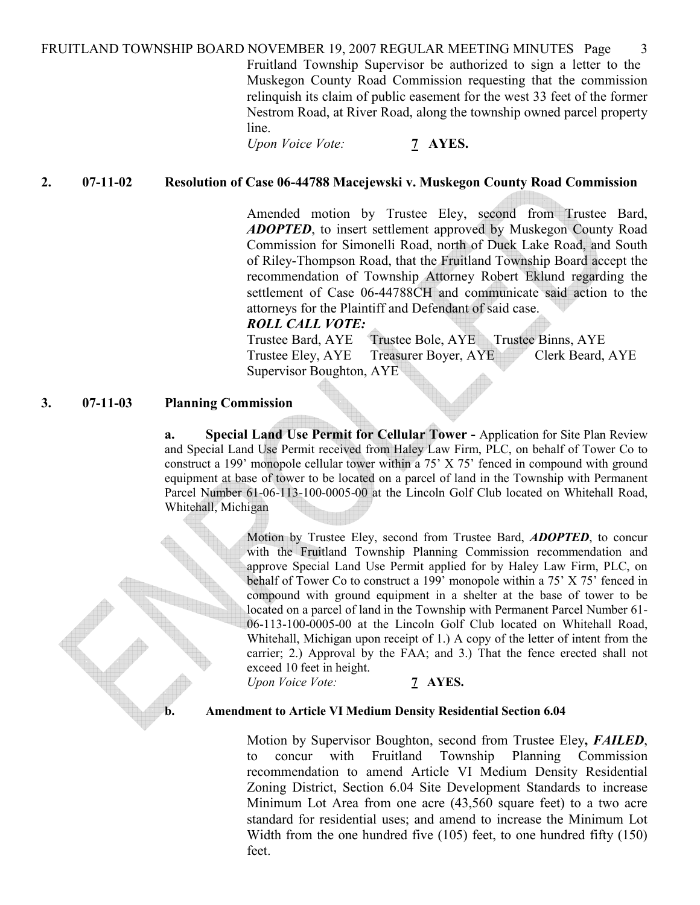Fruitland Township Supervisor be authorized to sign a letter to the Muskegon County Road Commission requesting that the commission relinquish its claim of public easement for the west 33 feet of the former Nestrom Road, at River Road, along the township owned parcel property line.

*Upon Voice Vote:* **7 AYES.**

**2. 07-11-02 Resolution of Case 06-44788 Macejewski v. Muskegon County Road Commission**

Amended motion by Trustee Eley, second from Trustee Bard, ***ADOPTED***, to insert settlement approved by Muskegon County Road Commission for Simonelli Road, north of Duck Lake Road, and South of Riley-Thompson Road, that the Fruitland Township Board accept the recommendation of Township Attorney Robert Eklund regarding the settlement of Case 06-44788CH and communicate said action to the attorneys for the Plaintiff and Defendant of said case.

***ROLL CALL VOTE:***

Trustee Bard, AYE Trustee Bole, AYE Trustee Binns, AYE
Trustee Eley, AYE Treasurer Boyer, AYE Clerk Beard, AYE
Supervisor Boughton, AYE

**3. 07-11-03 Planning Commission**

**a. Special Land Use Permit for Cellular Tower -** Application for Site Plan Review and Special Land Use Permit received from Haley Law Firm, PLC, on behalf of Tower Co to construct a 199' monopole cellular tower within a 75' X 75' fenced in compound with ground equipment at base of tower to be located on a parcel of land in the Township with Permanent Parcel Number 61-06-113-100-0005-00 at the Lincoln Golf Club located on Whitehall Road, Whitehall, Michigan

Motion by Trustee Eley, second from Trustee Bard, ***ADOPTED***, to concur with the Fruitland Township Planning Commission recommendation and approve Special Land Use Permit applied for by Haley Law Firm, PLC, on behalf of Tower Co to construct a 199' monopole within a 75' X 75' fenced in compound with ground equipment in a shelter at the base of tower to be located on a parcel of land in the Township with Permanent Parcel Number 61-06-113-100-0005-00 at the Lincoln Golf Club located on Whitehall Road, Whitehall, Michigan upon receipt of 1.) A copy of the letter of intent from the carrier; 2.) Approval by the FAA; and 3.) That the fence erected shall not exceed 10 feet in height.

*Upon Voice Vote:* **7 AYES.**

**b. Amendment to Article VI Medium Density Residential Section 6.04**

Motion by Supervisor Boughton, second from Trustee Eley**,** ***FAILED***, to concur with Fruitland Township Planning Commission recommendation to amend Article VI Medium Density Residential Zoning District, Section 6.04 Site Development Standards to increase Minimum Lot Area from one acre (43,560 square feet) to a two acre standard for residential uses; and amend to increase the Minimum Lot Width from the one hundred five (105) feet, to one hundred fifty (150) feet.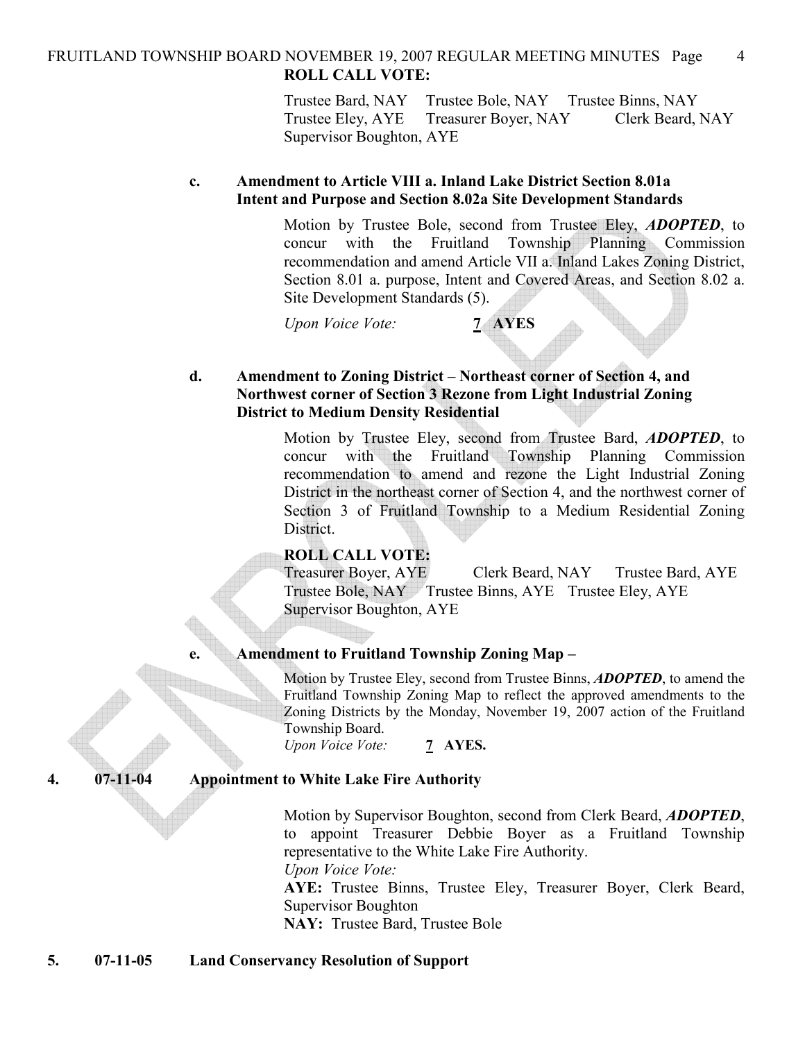**ROLL CALL VOTE:**

Trustee Bard, NAY  Trustee Bole, NAY  Trustee Binns, NAY
Trustee Eley, AYE  Treasurer Boyer, NAY  Clerk Beard, NAY
Supervisor Boughton, AYE

**c. Amendment to Article VIII a. Inland Lake District Section 8.01a Intent and Purpose and Section 8.02a Site Development Standards**

Motion by Trustee Bole, second from Trustee Eley, ***ADOPTED***, to concur with the Fruitland Township Planning Commission recommendation and amend Article VII a. Inland Lakes Zoning District, Section 8.01 a. purpose, Intent and Covered Areas, and Section 8.02 a. Site Development Standards (5).

*Upon Voice Vote:* **7 AYES**

**d. Amendment to Zoning District – Northeast corner of Section 4, and Northwest corner of Section 3 Rezone from Light Industrial Zoning District to Medium Density Residential**

Motion by Trustee Eley, second from Trustee Bard, ***ADOPTED***, to concur with the Fruitland Township Planning Commission recommendation to amend and rezone the Light Industrial Zoning District in the northeast corner of Section 4, and the northwest corner of Section 3 of Fruitland Township to a Medium Residential Zoning District.

**ROLL CALL VOTE:**

Treasurer Boyer, AYE  Clerk Beard, NAY  Trustee Bard, AYE
Trustee Bole, NAY  Trustee Binns, AYE  Trustee Eley, AYE
Supervisor Boughton, AYE

**e. Amendment to Fruitland Township Zoning Map –**

Motion by Trustee Eley, second from Trustee Binns, ***ADOPTED***, to amend the Fruitland Township Zoning Map to reflect the approved amendments to the Zoning Districts by the Monday, November 19, 2007 action of the Fruitland Township Board.

*Upon Voice Vote:* **7 AYES.**

**4. 07-11-04 Appointment to White Lake Fire Authority**

Motion by Supervisor Boughton, second from Clerk Beard, ***ADOPTED***, to appoint Treasurer Debbie Boyer as a Fruitland Township representative to the White Lake Fire Authority.

*Upon Voice Vote:*

**AYE:** Trustee Binns, Trustee Eley, Treasurer Boyer, Clerk Beard, Supervisor Boughton

**NAY:** Trustee Bard, Trustee Bole

**5. 07-11-05 Land Conservancy Resolution of Support**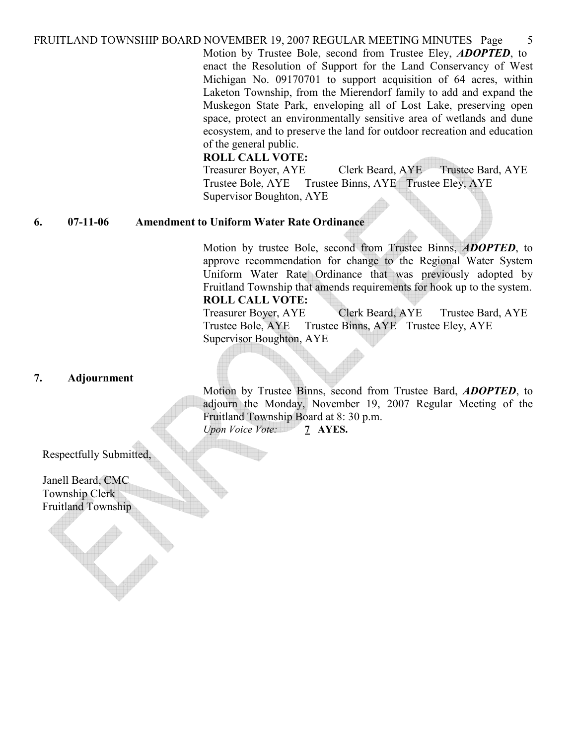Motion by Trustee Bole, second from Trustee Eley, ***ADOPTED***, to enact the Resolution of Support for the Land Conservancy of West Michigan No. 09170701 to support acquisition of 64 acres, within Laketon Township, from the Mierendorf family to add and expand the Muskegon State Park, enveloping all of Lost Lake, preserving open space, protect an environmentally sensitive area of wetlands and dune ecosystem, and to preserve the land for outdoor recreation and education of the general public.

**ROLL CALL VOTE:**
Treasurer Boyer, AYE Clerk Beard, AYE Trustee Bard, AYE
Trustee Bole, AYE Trustee Binns, AYE Trustee Eley, AYE
Supervisor Boughton, AYE

**6. 07-11-06 Amendment to Uniform Water Rate Ordinance**

Motion by trustee Bole, second from Trustee Binns, ***ADOPTED***, to approve recommendation for change to the Regional Water System Uniform Water Rate Ordinance that was previously adopted by Fruitland Township that amends requirements for hook up to the system.

**ROLL CALL VOTE:**
Treasurer Boyer, AYE Clerk Beard, AYE Trustee Bard, AYE
Trustee Bole, AYE Trustee Binns, AYE Trustee Eley, AYE
Supervisor Boughton, AYE

**7. Adjournment**

Motion by Trustee Binns, second from Trustee Bard, ***ADOPTED***, to adjourn the Monday, November 19, 2007 Regular Meeting of the Fruitland Township Board at 8: 30 p.m.
*Upon Voice Vote:* **7 AYES.**

Respectfully Submitted,

Janell Beard, CMC
Township Clerk
Fruitland Township